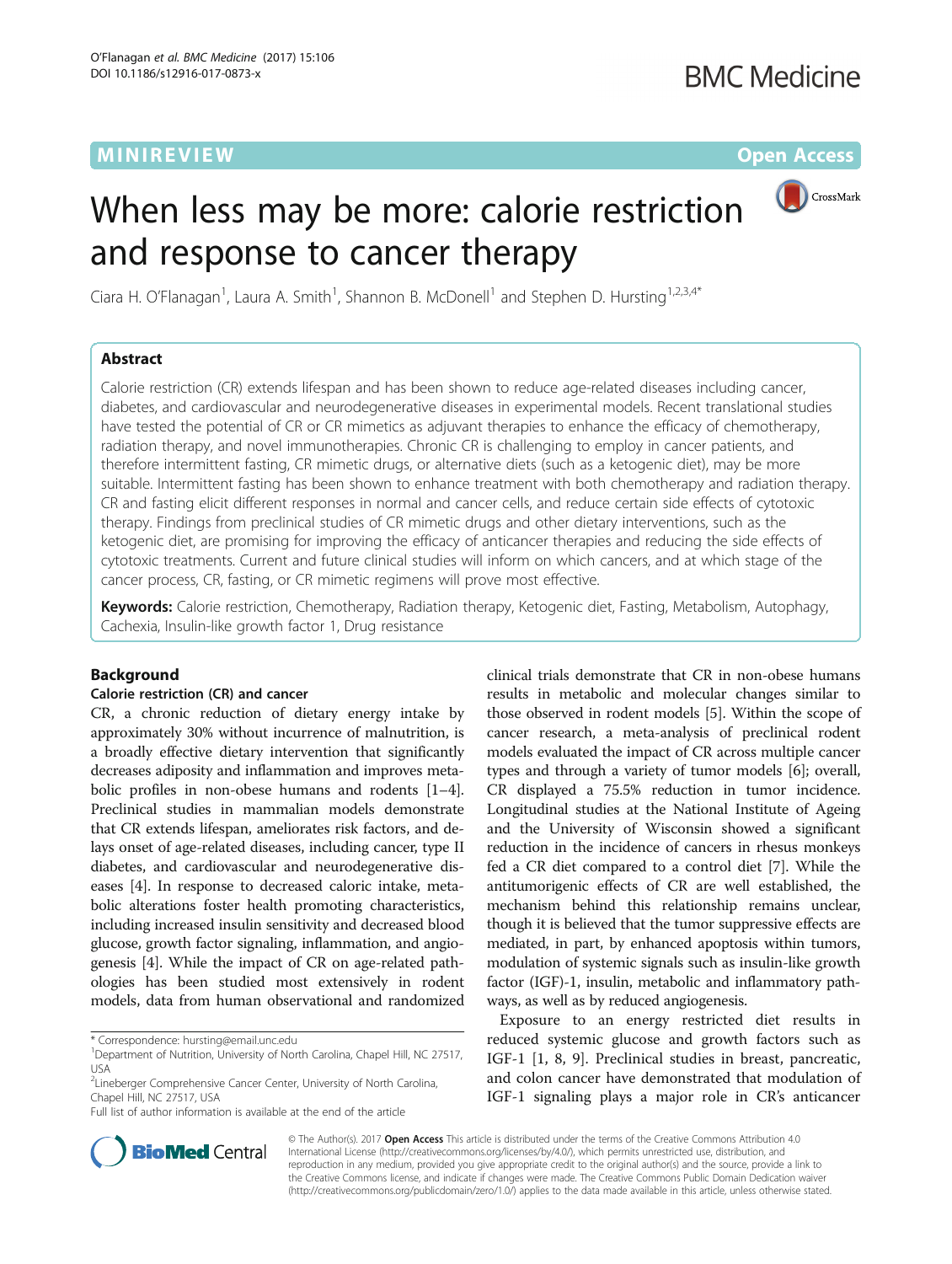MINIREVIEW

Open Access

# When less may be more: calorie restriction and response to cancer therapy

Ciara H. O'Flanagan[1], Laura A. Smith[1], Shannon B. McDonell[1] and Stephen D. Hursting[1,2,3,4*]

## Abstract

Calorie restriction (CR) extends lifespan and has been shown to reduce age-related diseases including cancer, diabetes, and cardiovascular and neurodegenerative diseases in experimental models. Recent translational studies have tested the potential of CR or CR mimetics as adjuvant therapies to enhance the efficacy of chemotherapy, radiation therapy, and novel immunotherapies. Chronic CR is challenging to employ in cancer patients, and therefore intermittent fasting, CR mimetic drugs, or alternative diets (such as a ketogenic diet), may be more suitable. Intermittent fasting has been shown to enhance treatment with both chemotherapy and radiation therapy. CR and fasting elicit different responses in normal and cancer cells, and reduce certain side effects of cytotoxic therapy. Findings from preclinical studies of CR mimetic drugs and other dietary interventions, such as the ketogenic diet, are promising for improving the efficacy of anticancer therapies and reducing the side effects of cytotoxic treatments. Current and future clinical studies will inform on which cancers, and at which stage of the cancer process, CR, fasting, or CR mimetic regimens will prove most effective.

**Keywords:** Calorie restriction, Chemotherapy, Radiation therapy, Ketogenic diet, Fasting, Metabolism, Autophagy, Cachexia, Insulin-like growth factor 1, Drug resistance

## Background

### Calorie restriction (CR) and cancer

CR, a chronic reduction of dietary energy intake by approximately 30% without incurrence of malnutrition, is a broadly effective dietary intervention that significantly decreases adiposity and inflammation and improves metabolic profiles in non-obese humans and rodents [1–4]. Preclinical studies in mammalian models demonstrate that CR extends lifespan, ameliorates risk factors, and delays onset of age-related diseases, including cancer, type II diabetes, and cardiovascular and neurodegenerative diseases [4]. In response to decreased caloric intake, metabolic alterations foster health promoting characteristics, including increased insulin sensitivity and decreased blood glucose, growth factor signaling, inflammation, and angiogenesis [4]. While the impact of CR on age-related pathologies has been studied most extensively in rodent models, data from human observational and randomized clinical trials demonstrate that CR in non-obese humans results in metabolic and molecular changes similar to those observed in rodent models [5]. Within the scope of cancer research, a meta-analysis of preclinical rodent models evaluated the impact of CR across multiple cancer types and through a variety of tumor models [6]; overall, CR displayed a 75.5% reduction in tumor incidence. Longitudinal studies at the National Institute of Ageing and the University of Wisconsin showed a significant reduction in the incidence of cancers in rhesus monkeys fed a CR diet compared to a control diet [7]. While the antitumorigenic effects of CR are well established, the mechanism behind this relationship remains unclear, though it is believed that the tumor suppressive effects are mediated, in part, by enhanced apoptosis within tumors, modulation of systemic signals such as insulin-like growth factor (IGF)-1, insulin, metabolic and inflammatory pathways, as well as by reduced angiogenesis.

Exposure to an energy restricted diet results in reduced systemic glucose and growth factors such as IGF-1 [1, 8, 9]. Preclinical studies in breast, pancreatic, and colon cancer have demonstrated that modulation of IGF-1 signaling plays a major role in CR's anticancer

\* Correspondence: hursting@email.unc.edu
[1]Department of Nutrition, University of North Carolina, Chapel Hill, NC 27517, USA
[2]Lineberger Comprehensive Cancer Center, University of North Carolina, Chapel Hill, NC 27517, USA
Full list of author information is available at the end of the article

© The Author(s). 2017 **Open Access** This article is distributed under the terms of the Creative Commons Attribution 4.0 International License (http://creativecommons.org/licenses/by/4.0/), which permits unrestricted use, distribution, and reproduction in any medium, provided you give appropriate credit to the original author(s) and the source, provide a link to the Creative Commons license, and indicate if changes were made. The Creative Commons Public Domain Dedication waiver (http://creativecommons.org/publicdomain/zero/1.0/) applies to the data made available in this article, unless otherwise stated.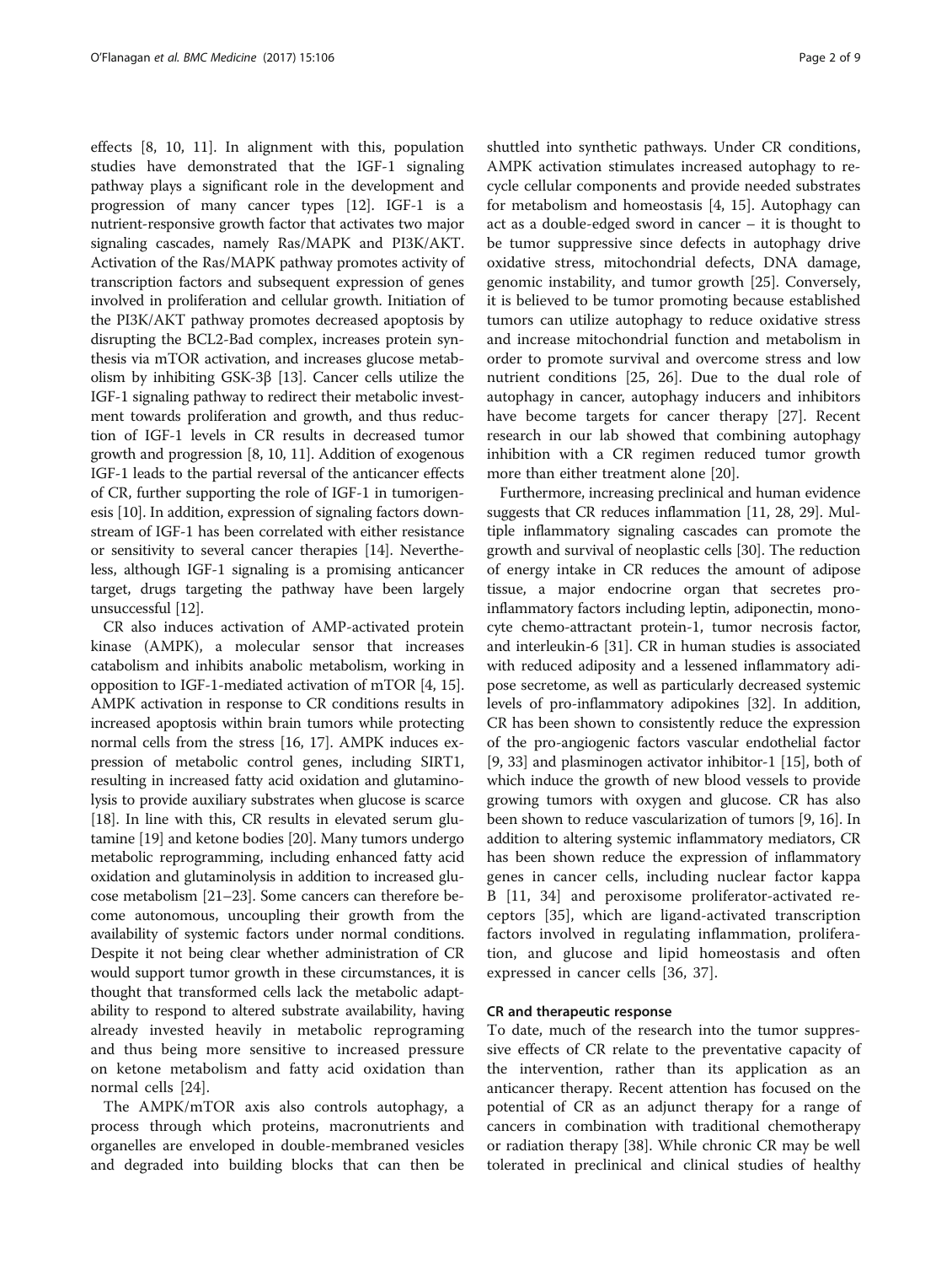effects [8, 10, 11]. In alignment with this, population studies have demonstrated that the IGF-1 signaling pathway plays a significant role in the development and progression of many cancer types [12]. IGF-1 is a nutrient-responsive growth factor that activates two major signaling cascades, namely Ras/MAPK and PI3K/AKT. Activation of the Ras/MAPK pathway promotes activity of transcription factors and subsequent expression of genes involved in proliferation and cellular growth. Initiation of the PI3K/AKT pathway promotes decreased apoptosis by disrupting the BCL2-Bad complex, increases protein synthesis via mTOR activation, and increases glucose metabolism by inhibiting GSK-3β [13]. Cancer cells utilize the IGF-1 signaling pathway to redirect their metabolic investment towards proliferation and growth, and thus reduction of IGF-1 levels in CR results in decreased tumor growth and progression [8, 10, 11]. Addition of exogenous IGF-1 leads to the partial reversal of the anticancer effects of CR, further supporting the role of IGF-1 in tumorigenesis [10]. In addition, expression of signaling factors downstream of IGF-1 has been correlated with either resistance or sensitivity to several cancer therapies [14]. Nevertheless, although IGF-1 signaling is a promising anticancer target, drugs targeting the pathway have been largely unsuccessful [12].

CR also induces activation of AMP-activated protein kinase (AMPK), a molecular sensor that increases catabolism and inhibits anabolic metabolism, working in opposition to IGF-1-mediated activation of mTOR [4, 15]. AMPK activation in response to CR conditions results in increased apoptosis within brain tumors while protecting normal cells from the stress [16, 17]. AMPK induces expression of metabolic control genes, including SIRT1, resulting in increased fatty acid oxidation and glutaminolysis to provide auxiliary substrates when glucose is scarce [18]. In line with this, CR results in elevated serum glutamine [19] and ketone bodies [20]. Many tumors undergo metabolic reprogramming, including enhanced fatty acid oxidation and glutaminolysis in addition to increased glucose metabolism [21–23]. Some cancers can therefore become autonomous, uncoupling their growth from the availability of systemic factors under normal conditions. Despite it not being clear whether administration of CR would support tumor growth in these circumstances, it is thought that transformed cells lack the metabolic adaptability to respond to altered substrate availability, having already invested heavily in metabolic reprograming and thus being more sensitive to increased pressure on ketone metabolism and fatty acid oxidation than normal cells [24].

The AMPK/mTOR axis also controls autophagy, a process through which proteins, macronutrients and organelles are enveloped in double-membraned vesicles and degraded into building blocks that can then be shuttled into synthetic pathways. Under CR conditions, AMPK activation stimulates increased autophagy to recycle cellular components and provide needed substrates for metabolism and homeostasis [4, 15]. Autophagy can act as a double-edged sword in cancer – it is thought to be tumor suppressive since defects in autophagy drive oxidative stress, mitochondrial defects, DNA damage, genomic instability, and tumor growth [25]. Conversely, it is believed to be tumor promoting because established tumors can utilize autophagy to reduce oxidative stress and increase mitochondrial function and metabolism in order to promote survival and overcome stress and low nutrient conditions [25, 26]. Due to the dual role of autophagy in cancer, autophagy inducers and inhibitors have become targets for cancer therapy [27]. Recent research in our lab showed that combining autophagy inhibition with a CR regimen reduced tumor growth more than either treatment alone [20].

Furthermore, increasing preclinical and human evidence suggests that CR reduces inflammation [11, 28, 29]. Multiple inflammatory signaling cascades can promote the growth and survival of neoplastic cells [30]. The reduction of energy intake in CR reduces the amount of adipose tissue, a major endocrine organ that secretes pro-inflammatory factors including leptin, adiponectin, monocyte chemo-attractant protein-1, tumor necrosis factor, and interleukin-6 [31]. CR in human studies is associated with reduced adiposity and a lessened inflammatory adipose secretome, as well as particularly decreased systemic levels of pro-inflammatory adipokines [32]. In addition, CR has been shown to consistently reduce the expression of the pro-angiogenic factors vascular endothelial factor [9, 33] and plasminogen activator inhibitor-1 [15], both of which induce the growth of new blood vessels to provide growing tumors with oxygen and glucose. CR has also been shown to reduce vascularization of tumors [9, 16]. In addition to altering systemic inflammatory mediators, CR has been shown reduce the expression of inflammatory genes in cancer cells, including nuclear factor kappa B [11, 34] and peroxisome proliferator-activated receptors [35], which are ligand-activated transcription factors involved in regulating inflammation, proliferation, and glucose and lipid homeostasis and often expressed in cancer cells [36, 37].

## CR and therapeutic response

To date, much of the research into the tumor suppressive effects of CR relate to the preventative capacity of the intervention, rather than its application as an anticancer therapy. Recent attention has focused on the potential of CR as an adjunct therapy for a range of cancers in combination with traditional chemotherapy or radiation therapy [38]. While chronic CR may be well tolerated in preclinical and clinical studies of healthy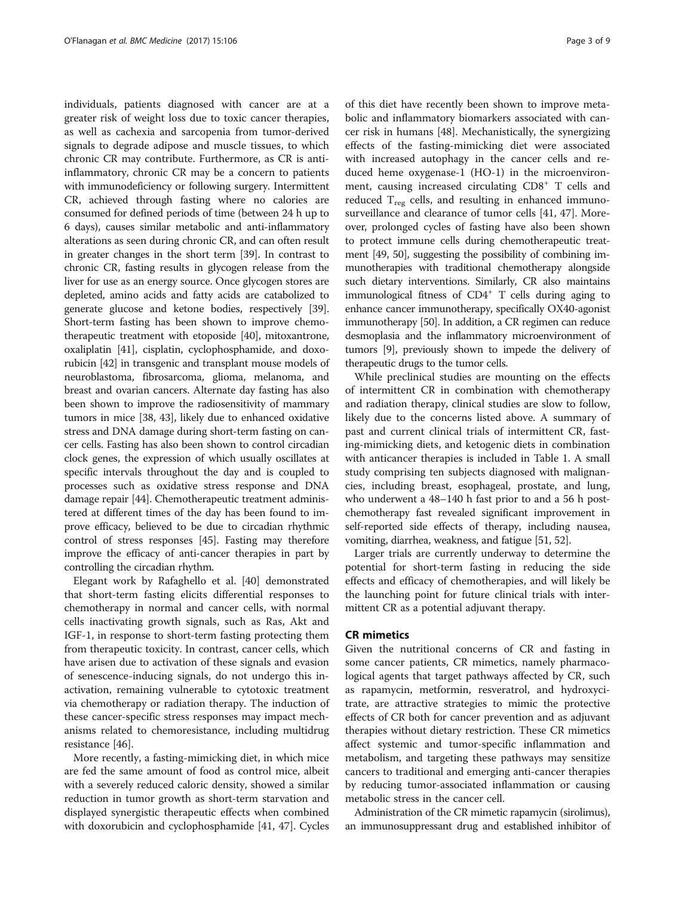individuals, patients diagnosed with cancer are at a greater risk of weight loss due to toxic cancer therapies, as well as cachexia and sarcopenia from tumor-derived signals to degrade adipose and muscle tissues, to which chronic CR may contribute. Furthermore, as CR is anti-inflammatory, chronic CR may be a concern to patients with immunodeficiency or following surgery. Intermittent CR, achieved through fasting where no calories are consumed for defined periods of time (between 24 h up to 6 days), causes similar metabolic and anti-inflammatory alterations as seen during chronic CR, and can often result in greater changes in the short term [39]. In contrast to chronic CR, fasting results in glycogen release from the liver for use as an energy source. Once glycogen stores are depleted, amino acids and fatty acids are catabolized to generate glucose and ketone bodies, respectively [39]. Short-term fasting has been shown to improve chemotherapeutic treatment with etoposide [40], mitoxantrone, oxaliplatin [41], cisplatin, cyclophosphamide, and doxorubicin [42] in transgenic and transplant mouse models of neuroblastoma, fibrosarcoma, glioma, melanoma, and breast and ovarian cancers. Alternate day fasting has also been shown to improve the radiosensitivity of mammary tumors in mice [38, 43], likely due to enhanced oxidative stress and DNA damage during short-term fasting on cancer cells. Fasting has also been shown to control circadian clock genes, the expression of which usually oscillates at specific intervals throughout the day and is coupled to processes such as oxidative stress response and DNA damage repair [44]. Chemotherapeutic treatment administered at different times of the day has been found to improve efficacy, believed to be due to circadian rhythmic control of stress responses [45]. Fasting may therefore improve the efficacy of anti-cancer therapies in part by controlling the circadian rhythm.

Elegant work by Rafaghello et al. [40] demonstrated that short-term fasting elicits differential responses to chemotherapy in normal and cancer cells, with normal cells inactivating growth signals, such as Ras, Akt and IGF-1, in response to short-term fasting protecting them from therapeutic toxicity. In contrast, cancer cells, which have arisen due to activation of these signals and evasion of senescence-inducing signals, do not undergo this inactivation, remaining vulnerable to cytotoxic treatment via chemotherapy or radiation therapy. The induction of these cancer-specific stress responses may impact mechanisms related to chemoresistance, including multidrug resistance [46].

More recently, a fasting-mimicking diet, in which mice are fed the same amount of food as control mice, albeit with a severely reduced caloric density, showed a similar reduction in tumor growth as short-term starvation and displayed synergistic therapeutic effects when combined with doxorubicin and cyclophosphamide [41, 47]. Cycles of this diet have recently been shown to improve metabolic and inflammatory biomarkers associated with cancer risk in humans [48]. Mechanistically, the synergizing effects of the fasting-mimicking diet were associated with increased autophagy in the cancer cells and reduced heme oxygenase-1 (HO-1) in the microenvironment, causing increased circulating $CD8^+$ T cells and reduced $T_{reg}$ cells, and resulting in enhanced immunosurveillance and clearance of tumor cells [41, 47]. Moreover, prolonged cycles of fasting have also been shown to protect immune cells during chemotherapeutic treatment [49, 50], suggesting the possibility of combining immunotherapies with traditional chemotherapy alongside such dietary interventions. Similarly, CR also maintains immunological fitness of $CD4^+$ T cells during aging to enhance cancer immunotherapy, specifically OX40-agonist immunotherapy [50]. In addition, a CR regimen can reduce desmoplasia and the inflammatory microenvironment of tumors [9], previously shown to impede the delivery of therapeutic drugs to the tumor cells.

While preclinical studies are mounting on the effects of intermittent CR in combination with chemotherapy and radiation therapy, clinical studies are slow to follow, likely due to the concerns listed above. A summary of past and current clinical trials of intermittent CR, fasting-mimicking diets, and ketogenic diets in combination with anticancer therapies is included in Table 1. A small study comprising ten subjects diagnosed with malignancies, including breast, esophageal, prostate, and lung, who underwent a 48–140 h fast prior to and a 56 h post-chemotherapy fast revealed significant improvement in self-reported side effects of therapy, including nausea, vomiting, diarrhea, weakness, and fatigue [51, 52].

Larger trials are currently underway to determine the potential for short-term fasting in reducing the side effects and efficacy of chemotherapies, and will likely be the launching point for future clinical trials with intermittent CR as a potential adjuvant therapy.

## CR mimetics

Given the nutritional concerns of CR and fasting in some cancer patients, CR mimetics, namely pharmacological agents that target pathways affected by CR, such as rapamycin, metformin, resveratrol, and hydroxycitrate, are attractive strategies to mimic the protective effects of CR both for cancer prevention and as adjuvant therapies without dietary restriction. These CR mimetics affect systemic and tumor-specific inflammation and metabolism, and targeting these pathways may sensitize cancers to traditional and emerging anti-cancer therapies by reducing tumor-associated inflammation or causing metabolic stress in the cancer cell.

Administration of the CR mimetic rapamycin (sirolimus), an immunosuppressant drug and established inhibitor of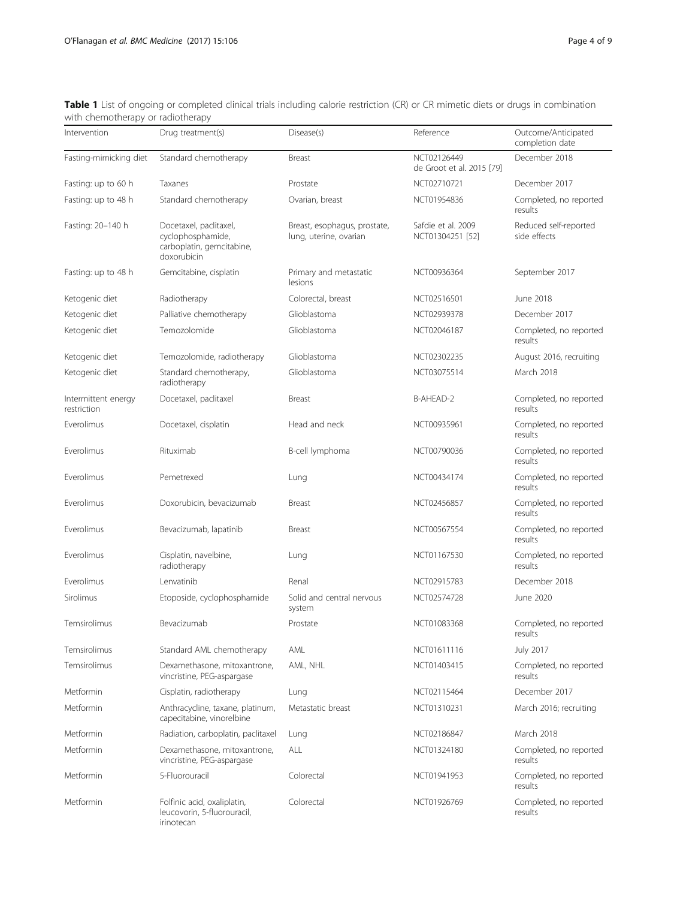**Table 1** List of ongoing or completed clinical trials including calorie restriction (CR) or CR mimetic diets or drugs in combination with chemotherapy or radiotherapy

| Intervention | Drug treatment(s) | Disease(s) | Reference | Outcome/Anticipated completion date |
|---|---|---|---|---|
| Fasting-mimicking diet | Standard chemotherapy | Breast | NCT02126449 de Groot et al. 2015 [79] | December 2018 |
| Fasting: up to 60 h | Taxanes | Prostate | NCT02710721 | December 2017 |
| Fasting: up to 48 h | Standard chemotherapy | Ovarian, breast | NCT01954836 | Completed, no reported results |
| Fasting: 20–140 h | Docetaxel, paclitaxel, cyclophosphamide, carboplatin, gemcitabine, doxorubicin | Breast, esophagus, prostate, lung, uterine, ovarian | Safdie et al. 2009 NCT01304251 [52] | Reduced self-reported side effects |
| Fasting: up to 48 h | Gemcitabine, cisplatin | Primary and metastatic lesions | NCT00936364 | September 2017 |
| Ketogenic diet | Radiotherapy | Colorectal, breast | NCT02516501 | June 2018 |
| Ketogenic diet | Palliative chemotherapy | Glioblastoma | NCT02939378 | December 2017 |
| Ketogenic diet | Temozolomide | Glioblastoma | NCT02046187 | Completed, no reported results |
| Ketogenic diet | Temozolomide, radiotherapy | Glioblastoma | NCT02302235 | August 2016, recruiting |
| Ketogenic diet | Standard chemotherapy, radiotherapy | Glioblastoma | NCT03075514 | March 2018 |
| Intermittent energy restriction | Docetaxel, paclitaxel | Breast | B-AHEAD-2 | Completed, no reported results |
| Everolimus | Docetaxel, cisplatin | Head and neck | NCT00935961 | Completed, no reported results |
| Everolimus | Rituximab | B-cell lymphoma | NCT00790036 | Completed, no reported results |
| Everolimus | Pemetrexed | Lung | NCT00434174 | Completed, no reported results |
| Everolimus | Doxorubicin, bevacizumab | Breast | NCT02456857 | Completed, no reported results |
| Everolimus | Bevacizumab, lapatinib | Breast | NCT00567554 | Completed, no reported results |
| Everolimus | Cisplatin, navelbine, radiotherapy | Lung | NCT01167530 | Completed, no reported results |
| Everolimus | Lenvatinib | Renal | NCT02915783 | December 2018 |
| Sirolimus | Etoposide, cyclophosphamide | Solid and central nervous system | NCT02574728 | June 2020 |
| Temsirolimus | Bevacizumab | Prostate | NCT01083368 | Completed, no reported results |
| Temsirolimus | Standard AML chemotherapy | AML | NCT01611116 | July 2017 |
| Temsirolimus | Dexamethasone, mitoxantrone, vincristine, PEG-aspargase | AML, NHL | NCT01403415 | Completed, no reported results |
| Metformin | Cisplatin, radiotherapy | Lung | NCT02115464 | December 2017 |
| Metformin | Anthracycline, taxane, platinum, capecitabine, vinorelbine | Metastatic breast | NCT01310231 | March 2016; recruiting |
| Metformin | Radiation, carboplatin, paclitaxel | Lung | NCT02186847 | March 2018 |
| Metformin | Dexamethasone, mitoxantrone, vincristine, PEG-aspargase | ALL | NCT01324180 | Completed, no reported results |
| Metformin | 5-Fluorouracil | Colorectal | NCT01941953 | Completed, no reported results |
| Metformin | Folfinic acid, oxaliplatin, leucovorin, 5-fluorouracil, irinotecan | Colorectal | NCT01926769 | Completed, no reported results |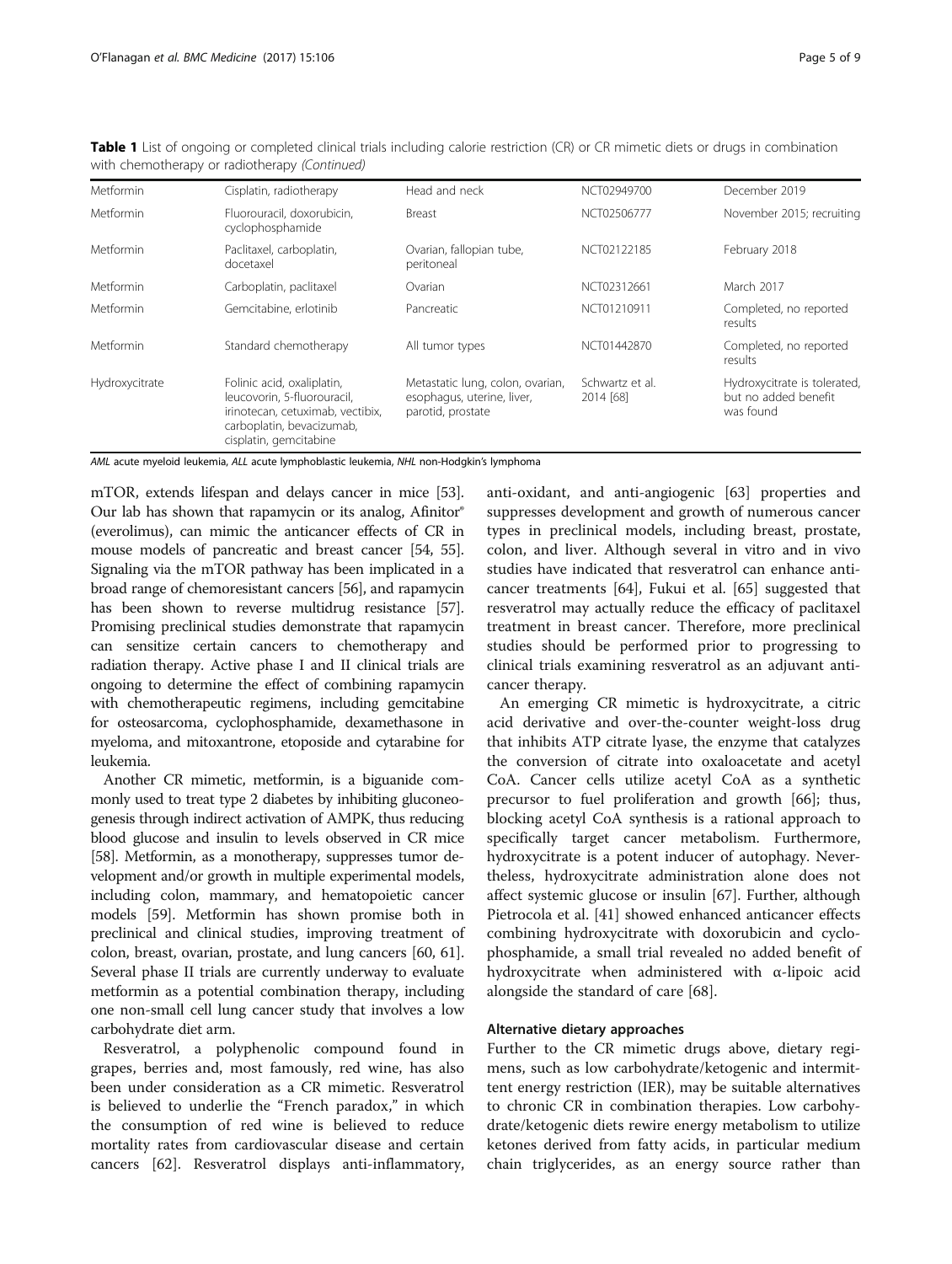**Table 1** List of ongoing or completed clinical trials including calorie restriction (CR) or CR mimetic diets or drugs in combination with chemotherapy or radiotherapy *(Continued)*

| | | | | |
|---|---|---|---|---|
| Metformin | Cisplatin, radiotherapy | Head and neck | NCT02949700 | December 2019 |
| Metformin | Fluorouracil, doxorubicin, cyclophosphamide | Breast | NCT02506777 | November 2015; recruiting |
| Metformin | Paclitaxel, carboplatin, docetaxel | Ovarian, fallopian tube, peritoneal | NCT02122185 | February 2018 |
| Metformin | Carboplatin, paclitaxel | Ovarian | NCT02312661 | March 2017 |
| Metformin | Gemcitabine, erlotinib | Pancreatic | NCT01210911 | Completed, no reported results |
| Metformin | Standard chemotherapy | All tumor types | NCT01442870 | Completed, no reported results |
| Hydroxycitrate | Folinic acid, oxaliplatin, leucovorin, 5-fluorouracil, irinotecan, cetuximab, vectibix, carboplatin, bevacizumab, cisplatin, gemcitabine | Metastatic lung, colon, ovarian, esophagus, uterine, liver, parotid, prostate | Schwartz et al. 2014 [68] | Hydroxycitrate is tolerated, but no added benefit was found |

*AML* acute myeloid leukemia, *ALL* acute lymphoblastic leukemia, *NHL* non-Hodgkin's lymphoma

mTOR, extends lifespan and delays cancer in mice [53]. Our lab has shown that rapamycin or its analog, Afinitor® (everolimus), can mimic the anticancer effects of CR in mouse models of pancreatic and breast cancer [54, 55]. Signaling via the mTOR pathway has been implicated in a broad range of chemoresistant cancers [56], and rapamycin has been shown to reverse multidrug resistance [57]. Promising preclinical studies demonstrate that rapamycin can sensitize certain cancers to chemotherapy and radiation therapy. Active phase I and II clinical trials are ongoing to determine the effect of combining rapamycin with chemotherapeutic regimens, including gemcitabine for osteosarcoma, cyclophosphamide, dexamethasone in myeloma, and mitoxantrone, etoposide and cytarabine for leukemia.

Another CR mimetic, metformin, is a biguanide commonly used to treat type 2 diabetes by inhibiting gluconeogenesis through indirect activation of AMPK, thus reducing blood glucose and insulin to levels observed in CR mice [58]. Metformin, as a monotherapy, suppresses tumor development and/or growth in multiple experimental models, including colon, mammary, and hematopoietic cancer models [59]. Metformin has shown promise both in preclinical and clinical studies, improving treatment of colon, breast, ovarian, prostate, and lung cancers [60, 61]. Several phase II trials are currently underway to evaluate metformin as a potential combination therapy, including one non-small cell lung cancer study that involves a low carbohydrate diet arm.

Resveratrol, a polyphenolic compound found in grapes, berries and, most famously, red wine, has also been under consideration as a CR mimetic. Resveratrol is believed to underlie the "French paradox," in which the consumption of red wine is believed to reduce mortality rates from cardiovascular disease and certain cancers [62]. Resveratrol displays anti-inflammatory, anti-oxidant, and anti-angiogenic [63] properties and suppresses development and growth of numerous cancer types in preclinical models, including breast, prostate, colon, and liver. Although several in vitro and in vivo studies have indicated that resveratrol can enhance anticancer treatments [64], Fukui et al. [65] suggested that resveratrol may actually reduce the efficacy of paclitaxel treatment in breast cancer. Therefore, more preclinical studies should be performed prior to progressing to clinical trials examining resveratrol as an adjuvant anticancer therapy.

An emerging CR mimetic is hydroxycitrate, a citric acid derivative and over-the-counter weight-loss drug that inhibits ATP citrate lyase, the enzyme that catalyzes the conversion of citrate into oxaloacetate and acetyl CoA. Cancer cells utilize acetyl CoA as a synthetic precursor to fuel proliferation and growth [66]; thus, blocking acetyl CoA synthesis is a rational approach to specifically target cancer metabolism. Furthermore, hydroxycitrate is a potent inducer of autophagy. Nevertheless, hydroxycitrate administration alone does not affect systemic glucose or insulin [67]. Further, although Pietrocola et al. [41] showed enhanced anticancer effects combining hydroxycitrate with doxorubicin and cyclophosphamide, a small trial revealed no added benefit of hydroxycitrate when administered with α-lipoic acid alongside the standard of care [68].

### Alternative dietary approaches

Further to the CR mimetic drugs above, dietary regimens, such as low carbohydrate/ketogenic and intermittent energy restriction (IER), may be suitable alternatives to chronic CR in combination therapies. Low carbohydrate/ketogenic diets rewire energy metabolism to utilize ketones derived from fatty acids, in particular medium chain triglycerides, as an energy source rather than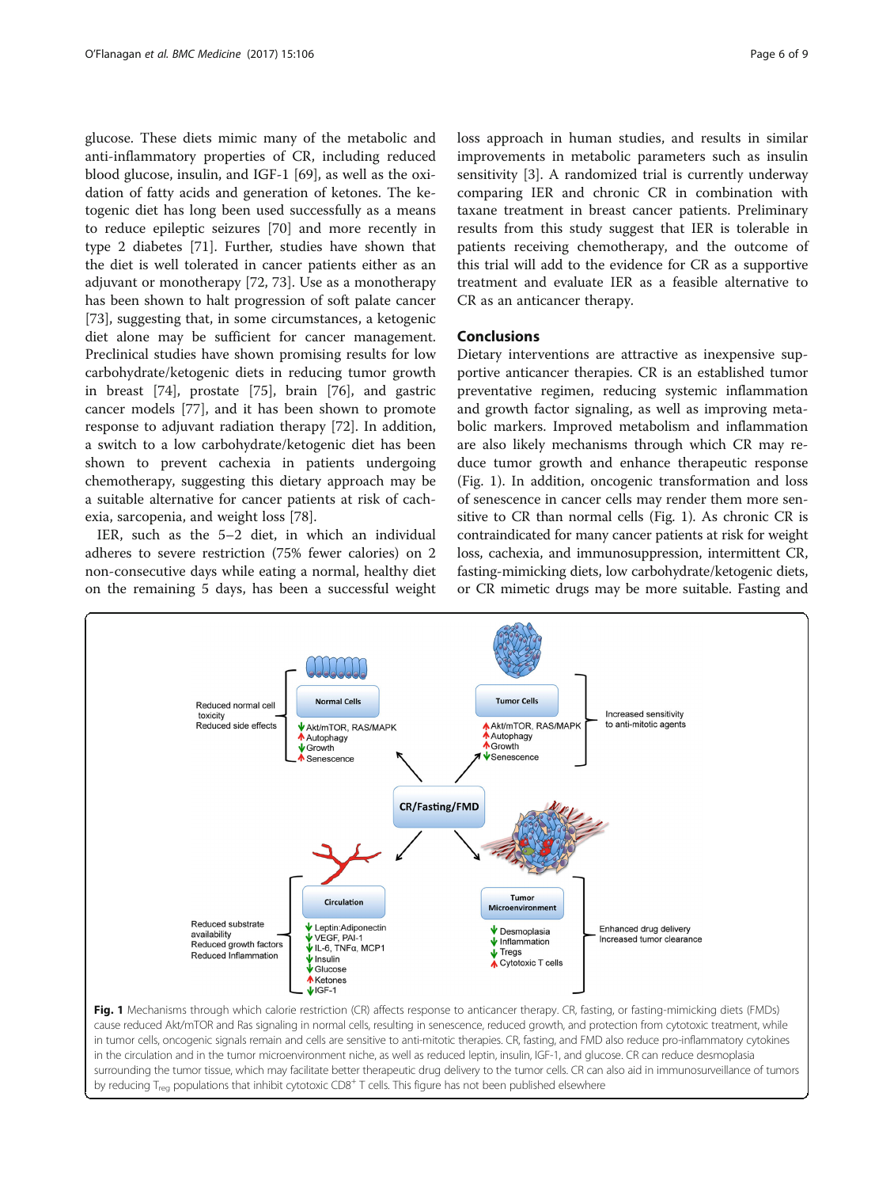glucose. These diets mimic many of the metabolic and anti-inflammatory properties of CR, including reduced blood glucose, insulin, and IGF-1 [69], as well as the oxidation of fatty acids and generation of ketones. The ketogenic diet has long been used successfully as a means to reduce epileptic seizures [70] and more recently in type 2 diabetes [71]. Further, studies have shown that the diet is well tolerated in cancer patients either as an adjuvant or monotherapy [72, 73]. Use as a monotherapy has been shown to halt progression of soft palate cancer [73], suggesting that, in some circumstances, a ketogenic diet alone may be sufficient for cancer management. Preclinical studies have shown promising results for low carbohydrate/ketogenic diets in reducing tumor growth in breast [74], prostate [75], brain [76], and gastric cancer models [77], and it has been shown to promote response to adjuvant radiation therapy [72]. In addition, a switch to a low carbohydrate/ketogenic diet has been shown to prevent cachexia in patients undergoing chemotherapy, suggesting this dietary approach may be a suitable alternative for cancer patients at risk of cachexia, sarcopenia, and weight loss [78].

IER, such as the 5–2 diet, in which an individual adheres to severe restriction (75% fewer calories) on 2 non-consecutive days while eating a normal, healthy diet on the remaining 5 days, has been a successful weight loss approach in human studies, and results in similar improvements in metabolic parameters such as insulin sensitivity [3]. A randomized trial is currently underway comparing IER and chronic CR in combination with taxane treatment in breast cancer patients. Preliminary results from this study suggest that IER is tolerable in patients receiving chemotherapy, and the outcome of this trial will add to the evidence for CR as a supportive treatment and evaluate IER as a feasible alternative to CR as an anticancer therapy.

## Conclusions

Dietary interventions are attractive as inexpensive supportive anticancer therapies. CR is an established tumor preventative regimen, reducing systemic inflammation and growth factor signaling, as well as improving metabolic markers. Improved metabolism and inflammation are also likely mechanisms through which CR may reduce tumor growth and enhance therapeutic response (Fig. 1). In addition, oncogenic transformation and loss of senescence in cancer cells may render them more sensitive to CR than normal cells (Fig. 1). As chronic CR is contraindicated for many cancer patients at risk for weight loss, cachexia, and immunosuppression, intermittent CR, fasting-mimicking diets, low carbohydrate/ketogenic diets, or CR mimetic drugs may be more suitable. Fasting and

**Fig. 1** Mechanisms through which calorie restriction (CR) affects response to anticancer therapy. CR, fasting, or fasting-mimicking diets (FMDs) cause reduced Akt/mTOR and Ras signaling in normal cells, resulting in senescence, reduced growth, and protection from cytotoxic treatment, while in tumor cells, oncogenic signals remain and cells are sensitive to anti-mitotic therapies. CR, fasting, and FMD also reduce pro-inflammatory cytokines in the circulation and in the tumor microenvironment niche, as well as reduced leptin, insulin, IGF-1, and glucose. CR can reduce desmoplasia surrounding the tumor tissue, which may facilitate better therapeutic drug delivery to the tumor cells. CR can also aid in immunosurveillance of tumors by reducing $T_{reg}$ populations that inhibit cytotoxic CD8$^{+}$ T cells. This figure has not been published elsewhere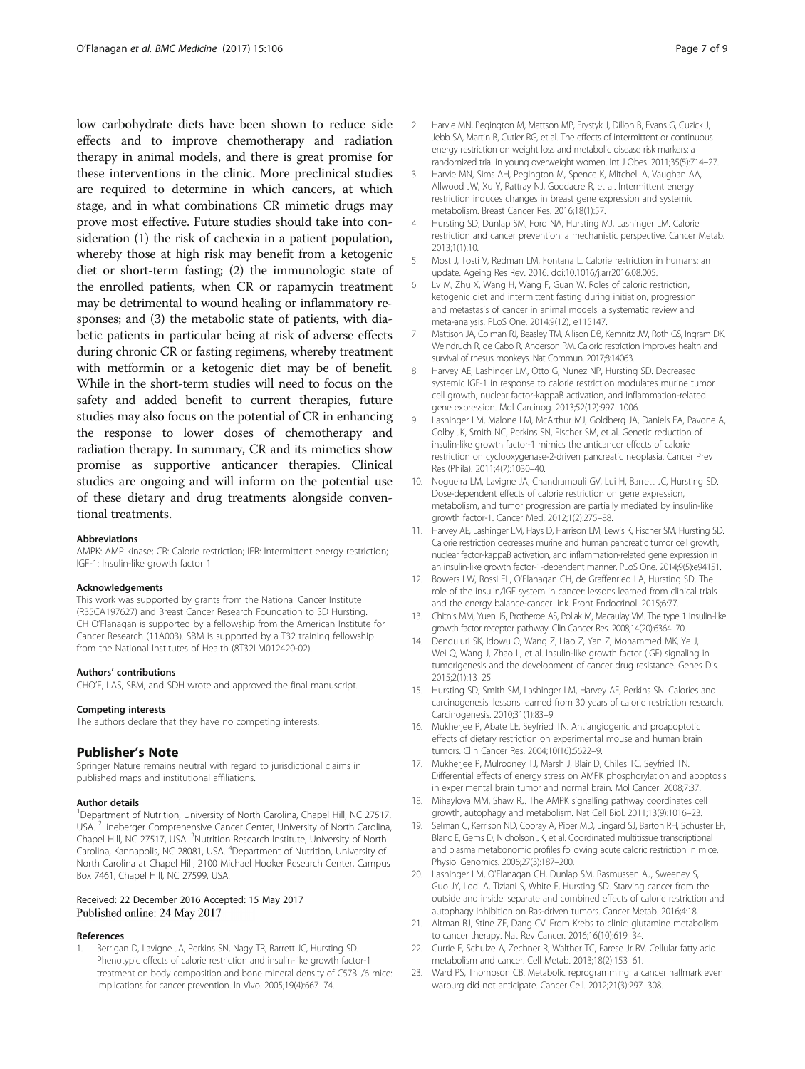low carbohydrate diets have been shown to reduce side effects and to improve chemotherapy and radiation therapy in animal models, and there is great promise for these interventions in the clinic. More preclinical studies are required to determine in which cancers, at which stage, and in what combinations CR mimetic drugs may prove most effective. Future studies should take into consideration (1) the risk of cachexia in a patient population, whereby those at high risk may benefit from a ketogenic diet or short-term fasting; (2) the immunologic state of the enrolled patients, when CR or rapamycin treatment may be detrimental to wound healing or inflammatory responses; and (3) the metabolic state of patients, with diabetic patients in particular being at risk of adverse effects during chronic CR or fasting regimens, whereby treatment with metformin or a ketogenic diet may be of benefit. While in the short-term studies will need to focus on the safety and added benefit to current therapies, future studies may also focus on the potential of CR in enhancing the response to lower doses of chemotherapy and radiation therapy. In summary, CR and its mimetics show promise as supportive anticancer therapies. Clinical studies are ongoing and will inform on the potential use of these dietary and drug treatments alongside conventional treatments.

#### Abbreviations
AMPK: AMP kinase; CR: Calorie restriction; IER: Intermittent energy restriction; IGF-1: Insulin-like growth factor 1

#### Acknowledgements
This work was supported by grants from the National Cancer Institute (R35CA197627) and Breast Cancer Research Foundation to SD Hursting. CH O'Flanagan is supported by a fellowship from the American Institute for Cancer Research (11A003). SBM is supported by a T32 training fellowship from the National Institutes of Health (8T32LM012420-02).

#### Authors' contributions
CHO'F, LAS, SBM, and SDH wrote and approved the final manuscript.

#### Competing interests
The authors declare that they have no competing interests.

## Publisher's Note
Springer Nature remains neutral with regard to jurisdictional claims in published maps and institutional affiliations.

#### Author details
[1]Department of Nutrition, University of North Carolina, Chapel Hill, NC 27517, USA. [2]Lineberger Comprehensive Cancer Center, University of North Carolina, Chapel Hill, NC 27517, USA. [3]Nutrition Research Institute, University of North Carolina, Kannapolis, NC 28081, USA. [4]Department of Nutrition, University of North Carolina at Chapel Hill, 2100 Michael Hooker Research Center, Campus Box 7461, Chapel Hill, NC 27599, USA.

Received: 22 December 2016 Accepted: 15 May 2017
Published online: 24 May 2017

#### References
1. Berrigan D, Lavigne JA, Perkins SN, Nagy TR, Barrett JC, Hursting SD. Phenotypic effects of calorie restriction and insulin-like growth factor-1 treatment on body composition and bone mineral density of C57BL/6 mice: implications for cancer prevention. In Vivo. 2005;19(4):667–74.
2. Harvie MN, Pegington M, Mattson MP, Frystyk J, Dillon B, Evans G, Cuzick J, Jebb SA, Martin B, Cutler RG, et al. The effects of intermittent or continuous energy restriction on weight loss and metabolic disease risk markers: a randomized trial in young overweight women. Int J Obes. 2011;35(5):714–27.
3. Harvie MN, Sims AH, Pegington M, Spence K, Mitchell A, Vaughan AA, Allwood JW, Xu Y, Rattray NJ, Goodacre R, et al. Intermittent energy restriction induces changes in breast gene expression and systemic metabolism. Breast Cancer Res. 2016;18(1):57.
4. Hursting SD, Dunlap SM, Ford NA, Hursting MJ, Lashinger LM. Calorie restriction and cancer prevention: a mechanistic perspective. Cancer Metab. 2013;1(1):10.
5. Most J, Tosti V, Redman LM, Fontana L. Calorie restriction in humans: an update. Ageing Res Rev. 2016. doi:10.1016/j.arr2016.08.005.
6. Lv M, Zhu X, Wang H, Wang F, Guan W. Roles of caloric restriction, ketogenic diet and intermittent fasting during initiation, progression and metastasis of cancer in animal models: a systematic review and meta-analysis. PLoS One. 2014;9(12), e115147.
7. Mattison JA, Colman RJ, Beasley TM, Allison DB, Kemnitz JW, Roth GS, Ingram DK, Weindruch R, de Cabo R, Anderson RM. Caloric restriction improves health and survival of rhesus monkeys. Nat Commun. 2017;8:14063.
8. Harvey AE, Lashinger LM, Otto G, Nunez NP, Hursting SD. Decreased systemic IGF-1 in response to calorie restriction modulates murine tumor cell growth, nuclear factor-kappaB activation, and inflammation-related gene expression. Mol Carcinog. 2013;52(12):997–1006.
9. Lashinger LM, Malone LM, McArthur MJ, Goldberg JA, Daniels EA, Pavone A, Colby JK, Smith NC, Perkins SN, Fischer SM, et al. Genetic reduction of insulin-like growth factor-1 mimics the anticancer effects of calorie restriction on cyclooxygenase-2-driven pancreatic neoplasia. Cancer Prev Res (Phila). 2011;4(7):1030–40.
10. Nogueira LM, Lavigne JA, Chandramouli GV, Lui H, Barrett JC, Hursting SD. Dose-dependent effects of calorie restriction on gene expression, metabolism, and tumor progression are partially mediated by insulin-like growth factor-1. Cancer Med. 2012;1(2):275–88.
11. Harvey AE, Lashinger LM, Hays D, Harrison LM, Lewis K, Fischer SM, Hursting SD. Calorie restriction decreases murine and human pancreatic tumor cell growth, nuclear factor-kappaB activation, and inflammation-related gene expression in an insulin-like growth factor-1-dependent manner. PLoS One. 2014;9(5):e94151.
12. Bowers LW, Rossi EL, O'Flanagan CH, de Graffenried LA, Hursting SD. The role of the insulin/IGF system in cancer: lessons learned from clinical trials and the energy balance-cancer link. Front Endocrinol. 2015;6:77.
13. Chitnis MM, Yuen JS, Protheroe AS, Pollak M, Macaulay VM. The type 1 insulin-like growth factor receptor pathway. Clin Cancer Res. 2008;14(20):6364–70.
14. Denduluri SK, Idowu O, Wang Z, Liao Z, Yan Z, Mohammed MK, Ye J, Wei Q, Wang J, Zhao L, et al. Insulin-like growth factor (IGF) signaling in tumorigenesis and the development of cancer drug resistance. Genes Dis. 2015;2(1):13–25.
15. Hursting SD, Smith SM, Lashinger LM, Harvey AE, Perkins SN. Calories and carcinogenesis: lessons learned from 30 years of calorie restriction research. Carcinogenesis. 2010;31(1):83–9.
16. Mukherjee P, Abate LE, Seyfried TN. Antiangiogenic and proapoptotic effects of dietary restriction on experimental mouse and human brain tumors. Clin Cancer Res. 2004;10(16):5622–9.
17. Mukherjee P, Mulrooney TJ, Marsh J, Blair D, Chiles TC, Seyfried TN. Differential effects of energy stress on AMPK phosphorylation and apoptosis in experimental brain tumor and normal brain. Mol Cancer. 2008;7:37.
18. Mihaylova MM, Shaw RJ. The AMPK signalling pathway coordinates cell growth, autophagy and metabolism. Nat Cell Biol. 2011;13(9):1016–23.
19. Selman C, Kerrison ND, Cooray A, Piper MD, Lingard SJ, Barton RH, Schuster EF, Blanc E, Gems D, Nicholson JK, et al. Coordinated multitissue transcriptional and plasma metabonomic profiles following acute caloric restriction in mice. Physiol Genomics. 2006;27(3):187–200.
20. Lashinger LM, O'Flanagan CH, Dunlap SM, Rasmussen AJ, Sweeney S, Guo JY, Lodi A, Tiziani S, White E, Hursting SD. Starving cancer from the outside and inside: separate and combined effects of calorie restriction and autophagy inhibition on Ras-driven tumors. Cancer Metab. 2016;4:18.
21. Altman BJ, Stine ZE, Dang CV. From Krebs to clinic: glutamine metabolism to cancer therapy. Nat Rev Cancer. 2016;16(10):619–34.
22. Currie E, Schulze A, Zechner R, Walther TC, Farese Jr RV. Cellular fatty acid metabolism and cancer. Cell Metab. 2013;18(2):153–61.
23. Ward PS, Thompson CB. Metabolic reprogramming: a cancer hallmark even warburg did not anticipate. Cancer Cell. 2012;21(3):297–308.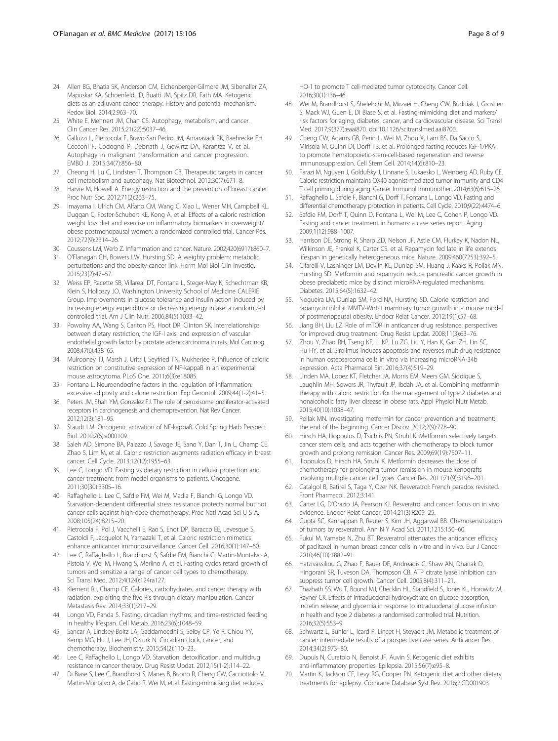24. Allen BG, Bhatia SK, Anderson CM, Eichenberger-Gilmore JM, Sibenaller ZA, Mapuskar KA, Schoenfeld JD, Buatti JM, Spitz DR, Fath MA. Ketogenic diets as an adjuvant cancer therapy: History and potential mechanism. Redox Biol. 2014;2:963–70.
25. White E, Mehnert JM, Chan CS. Autophagy, metabolism, and cancer. Clin Cancer Res. 2015;21(22):5037–46.
26. Galluzzi L, Pietrocola F, Bravo-San Pedro JM, Amaravadi RK, Baehrecke EH, Cecconi F, Codogno P, Debnath J, Gewirtz DA, Karantza V, et al. Autophagy in malignant transformation and cancer progression. EMBO J. 2015;34(7):856–80.
27. Cheong H, Lu C, Lindsten T, Thompson CB. Therapeutic targets in cancer cell metabolism and autophagy. Nat Biotechnol. 2012;30(7):671–8.
28. Harvie M, Howell A. Energy restriction and the prevention of breast cancer. Proc Nutr Soc. 2012;71(2):263–75.
29. Imayama I, Ulrich CM, Alfano CM, Wang C, Xiao L, Wener MH, Campbell KL, Duggan C, Foster-Schubert KE, Kong A, et al. Effects of a caloric restriction weight loss diet and exercise on inflammatory biomarkers in overweight/obese postmenopausal women: a randomized controlled trial. Cancer Res. 2012;72(9):2314–26.
30. Coussens LM, Werb Z. Inflammation and cancer. Nature. 2002;420(6917):860–7.
31. O'Flanagan CH, Bowers LW, Hursting SD. A weighty problem: metabolic perturbations and the obesity-cancer link. Horm Mol Biol Clin Investig. 2015;23(2):47–57.
32. Weiss EP, Racette SB, Villareal DT, Fontana L, Steger-May K, Schechtman KB, Klein S, Holloszy JO, Washington University School of Medicine CALERIE Group. Improvements in glucose tolerance and insulin action induced by increasing energy expenditure or decreasing energy intake: a randomized controlled trial. Am J Clin Nutr. 2006;84(5):1033–42.
33. Powolny AA, Wang S, Carlton PS, Hoot DR, Clinton SK. Interrelationships between dietary restriction, the IGF-I axis, and expression of vascular endothelial growth factor by prostate adenocarcinoma in rats. Mol Carcinog. 2008;47(6):458–65.
34. Mulrooney TJ, Marsh J, Urits I, Seyfried TN, Mukherjee P. Influence of caloric restriction on constitutive expression of NF-kappaB in an experimental mouse astrocytoma. PLoS One. 2011;6(3):e18085.
35. Fontana L. Neuroendocrine factors in the regulation of inflammation: excessive adiposity and calorie restriction. Exp Gerontol. 2009;44(1-2):41–5.
36. Peters JM, Shah YM, Gonzalez FJ. The role of peroxisome proliferator-activated receptors in carcinogenesis and chemoprevention. Nat Rev Cancer. 2012;12(3):181–95.
37. Staudt LM. Oncogenic activation of NF-kappaB. Cold Spring Harb Perspect Biol. 2010;2(6):a000109.
38. Saleh AD, Simone BA, Palazzo J, Savage JE, Sano Y, Dan T, Jin L, Champ CE, Zhao S, Lim M, et al. Caloric restriction augments radiation efficacy in breast cancer. Cell Cycle. 2013;12(12):1955–63.
39. Lee C, Longo VD. Fasting vs dietary restriction in cellular protection and cancer treatment: from model organisms to patients. Oncogene. 2011;30(30):3305–16.
40. Raffaghello L, Lee C, Safdie FM, Wei M, Madia F, Bianchi G, Longo VD. Starvation-dependent differential stress resistance protects normal but not cancer cells against high-dose chemotherapy. Proc Natl Acad Sci U S A. 2008;105(24):8215–20.
41. Pietrocola F, Pol J, Vacchelli E, Rao S, Enot DP, Baracco EE, Levesque S, Castoldi F, Jacquelot N, Yamazaki T, et al. Caloric restriction mimetics enhance anticancer immunosurveillance. Cancer Cell. 2016;30(1):147–60.
42. Lee C, Raffaghello L, Brandhorst S, Safdie FM, Bianchi G, Martin-Montalvo A, Pistoia V, Wei M, Hwang S, Merlino A, et al. Fasting cycles retard growth of tumors and sensitize a range of cancer cell types to chemotherapy. Sci Transl Med. 2012;4(124):124ra127.
43. Klement RJ, Champ CE. Calories, carbohydrates, and cancer therapy with radiation: exploiting the five R's through dietary manipulation. Cancer Metastasis Rev. 2014;33(1):217–29.
44. Longo VD, Panda S. Fasting, circadian rhythms, and time-restricted feeding in healthy lifespan. Cell Metab. 2016;23(6):1048–59.
45. Sancar A, Lindsey-Boltz LA, Gaddameedhi S, Selby CP, Ye R, Chiou YY, Kemp MG, Hu J, Lee JH, Ozturk N. Circadian clock, cancer, and chemotherapy. Biochemistry. 2015;54(2):110–23.
46. Lee C, Raffaghello L, Longo VD. Starvation, detoxification, and multidrug resistance in cancer therapy. Drug Resist Updat. 2012;15(1-2):114–22.
47. Di Biase S, Lee C, Brandhorst S, Manes B, Buono R, Cheng CW, Cacciottolo M, Martin-Montalvo A, de Cabo R, Wei M, et al. Fasting-mimicking diet reduces HO-1 to promote T cell-mediated tumor cytotoxicity. Cancer Cell. 2016;30(1):136–46.
48. Wei M, Brandhorst S, Shelehchi M, Mirzaei H, Cheng CW, Budniak J, Groshen S, Mack WJ, Guen E, Di Biase S, et al. Fasting-mimicking diet and markers/risk factors for aging, diabetes, cancer, and cardiovascular disease. Sci Transl Med. 2017;9(377):eaai870. doi:10.1126/scitranslmed.aai8700.
49. Cheng CW, Adams GB, Perin L, Wei M, Zhou X, Lam BS, Da Sacco S, Mirisola M, Quinn DI, Dorff TB, et al. Prolonged fasting reduces IGF-1/PKA to promote hematopoietic-stem-cell-based regeneration and reverse immunosuppression. Cell Stem Cell. 2014;14(6):810–23.
50. Farazi M, Nguyen J, Goldufsky J, Linnane S, Lukaesko L, Weinberg AD, Ruby CE. Caloric restriction maintains OX40 agonist-mediated tumor immunity and CD4 T cell priming during aging. Cancer Immunol Immunother. 2014;63(6):615–26.
51. Raffaghello L, Safdie F, Bianchi G, Dorff T, Fontana L, Longo VD. Fasting and differential chemotherapy protection in patients. Cell Cycle. 2010;9(22):4474–6.
52. Safdie FM, Dorff T, Quinn D, Fontana L, Wei M, Lee C, Cohen P, Longo VD. Fasting and cancer treatment in humans: a case series report. Aging. 2009;1(12):988–1007.
53. Harrison DE, Strong R, Sharp ZD, Nelson JF, Astle CM, Flurkey K, Nadon NL, Wilkinson JE, Frenkel K, Carter CS, et al. Rapamycin fed late in life extends lifespan in genetically heterogeneous mice. Nature. 2009;460(7253):392–5.
54. Cifarelli V, Lashinger LM, Devlin KL, Dunlap SM, Huang J, Kaaks R, Pollak MN, Hursting SD. Metformin and rapamycin reduce pancreatic cancer growth in obese prediabetic mice by distinct microRNA-regulated mechanisms. Diabetes. 2015;64(5):1632–42.
55. Nogueira LM, Dunlap SM, Ford NA, Hursting SD. Calorie restriction and rapamycin inhibit MMTV-Wnt-1 mammary tumor growth in a mouse model of postmenopausal obesity. Endocr Relat Cancer. 2012;19(1):57–68.
56. Jiang BH, Liu LZ. Role of mTOR in anticancer drug resistance: perspectives for improved drug treatment. Drug Resist Updat. 2008;11(3):63–76.
57. Zhou Y, Zhao RH, Tseng KF, Li KP, Lu ZG, Liu Y, Han K, Gan ZH, Lin SC, Hu HY, et al. Sirolimus induces apoptosis and reverses multidrug resistance in human osteosarcoma cells in vitro via increasing microRNA-34b expression. Acta Pharmacol Sin. 2016;37(4):519–29.
58. Linden MA, Lopez KT, Fletcher JA, Morris EM, Meers GM, Siddique S, Laughlin MH, Sowers JR, Thyfault JP, Ibdah JA, et al. Combining metformin therapy with caloric restriction for the management of type 2 diabetes and nonalcoholic fatty liver disease in obese rats. Appl Physiol Nutr Metab. 2015;40(10):1038–47.
59. Pollak MN. Investigating metformin for cancer prevention and treatment: the end of the beginning. Cancer Discov. 2012;2(9):778–90.
60. Hirsch HA, Iliopoulos D, Tsichlis PN, Struhl K. Metformin selectively targets cancer stem cells, and acts together with chemotherapy to block tumor growth and prolong remission. Cancer Res. 2009;69(19):7507–11.
61. Iliopoulos D, Hirsch HA, Struhl K. Metformin decreases the dose of chemotherapy for prolonging tumor remission in mouse xenografts involving multiple cancer cell types. Cancer Res. 2011;71(9):3196–201.
62. Catalgol B, Batirel S, Taga Y, Ozer NK. Resveratrol: French paradox revisited. Front Pharmacol. 2012;3:141.
63. Carter LG, D'Orazio JA, Pearson KJ. Resveratrol and cancer: focus on in vivo evidence. Endocr Relat Cancer. 2014;21(3):R209–25.
64. Gupta SC, Kannappan R, Reuter S, Kim JH, Aggarwal BB. Chemosensitization of tumors by resveratrol. Ann N Y Acad Sci. 2011;1215:150–60.
65. Fukui M, Yamabe N, Zhu BT. Resveratrol attenuates the anticancer efficacy of paclitaxel in human breast cancer cells in vitro and in vivo. Eur J Cancer. 2010;46(10):1882–91.
66. Hatzivassiliou G, Zhao F, Bauer DE, Andreadis C, Shaw AN, Dhanak D, Hingorani SR, Tuveson DA, Thompson CB. ATP citrate lyase inhibition can suppress tumor cell growth. Cancer Cell. 2005;8(4):311–21.
67. Thazhath SS, Wu T, Bound MJ, Checklin HL, Standfield S, Jones KL, Horowitz M, Rayner CK. Effects of intraduodenal hydroxycitrate on glucose absorption, incretin release, and glycemia in response to intraduodenal glucose infusion in health and type 2 diabetes: a randomised controlled trial. Nutrition. 2016;32(5):553–9.
68. Schwartz L, Buhler L, Icard P, Lincet H, Steyaert JM. Metabolic treatment of cancer: intermediate results of a prospective case series. Anticancer Res. 2014;34(2):973–80.
69. Dupuis N, Curatolo N, Benoist JF, Auvin S. Ketogenic diet exhibits anti-inflammatory properties. Epilepsia. 2015;56(7):e95–8.
70. Martin K, Jackson CF, Levy RG, Cooper PN. Ketogenic diet and other dietary treatments for epilepsy. Cochrane Database Syst Rev. 2016;2:CD001903.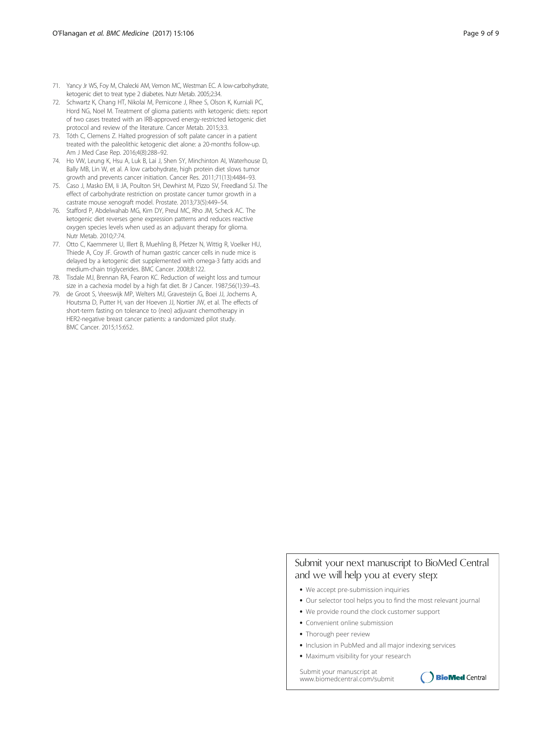71. Yancy Jr WS, Foy M, Chalecki AM, Vernon MC, Westman EC. A low-carbohydrate, ketogenic diet to treat type 2 diabetes. Nutr Metab. 2005;2:34.
72. Schwartz K, Chang HT, Nikolai M, Pernicone J, Rhee S, Olson K, Kurniali PC, Hord NG, Noel M. Treatment of glioma patients with ketogenic diets: report of two cases treated with an IRB-approved energy-restricted ketogenic diet protocol and review of the literature. Cancer Metab. 2015;3:3.
73. Tóth C, Clemens Z. Halted progression of soft palate cancer in a patient treated with the paleolithic ketogenic diet alone: a 20-months follow-up. Am J Med Case Rep. 2016;4(8):288–92.
74. Ho VW, Leung K, Hsu A, Luk B, Lai J, Shen SY, Minchinton AI, Waterhouse D, Bally MB, Lin W, et al. A low carbohydrate, high protein diet slows tumor growth and prevents cancer initiation. Cancer Res. 2011;71(13):4484–93.
75. Caso J, Masko EM, Ii JA, Poulton SH, Dewhirst M, Pizzo SV, Freedland SJ. The effect of carbohydrate restriction on prostate cancer tumor growth in a castrate mouse xenograft model. Prostate. 2013;73(5):449–54.
76. Stafford P, Abdelwahab MG, Kim DY, Preul MC, Rho JM, Scheck AC. The ketogenic diet reverses gene expression patterns and reduces reactive oxygen species levels when used as an adjuvant therapy for glioma. Nutr Metab. 2010;7:74.
77. Otto C, Kaemmerer U, Illert B, Muehling B, Pfetzer N, Wittig R, Voelker HU, Thiede A, Coy JF. Growth of human gastric cancer cells in nude mice is delayed by a ketogenic diet supplemented with omega-3 fatty acids and medium-chain triglycerides. BMC Cancer. 2008;8:122.
78. Tisdale MJ, Brennan RA, Fearon KC. Reduction of weight loss and tumour size in a cachexia model by a high fat diet. Br J Cancer. 1987;56(1):39–43.
79. de Groot S, Vreeswijk MP, Welters MJ, Gravesteijn G, Boei JJ, Jochems A, Houtsma D, Putter H, van der Hoeven JJ, Nortier JW, et al. The effects of short-term fasting on tolerance to (neo) adjuvant chemotherapy in HER2-negative breast cancer patients: a randomized pilot study. BMC Cancer. 2015;15:652.